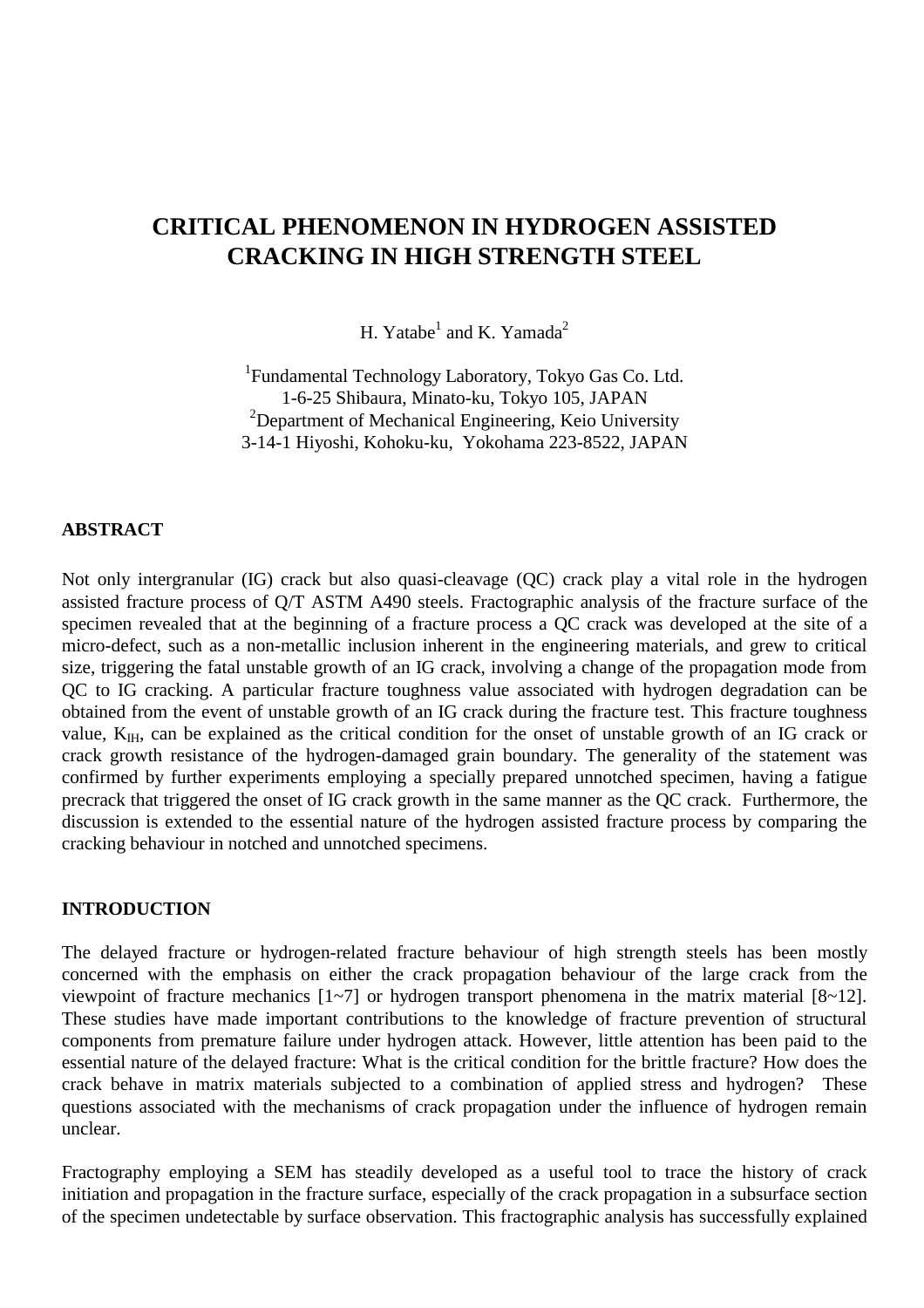# CRITICAL PHENOMENON IN HYDROGEN ASSISTED CRACKING IN HIGH STRENGTH STEEL

H. Yatabe[1] and K. Yamada[2]

[1]Fundamental Technology Laboratory, Tokyo Gas Co. Ltd.
1-6-25 Shibaura, Minato-ku, Tokyo 105, JAPAN
[2]Department of Mechanical Engineering, Keio University
3-14-1 Hiyoshi, Kohoku-ku, Yokohama 223-8522, JAPAN

## ABSTRACT

Not only intergranular (IG) crack but also quasi-cleavage (QC) crack play a vital role in the hydrogen assisted fracture process of Q/T ASTM A490 steels. Fractographic analysis of the fracture surface of the specimen revealed that at the beginning of a fracture process a QC crack was developed at the site of a micro-defect, such as a non-metallic inclusion inherent in the engineering materials, and grew to critical size, triggering the fatal unstable growth of an IG crack, involving a change of the propagation mode from QC to IG cracking. A particular fracture toughness value associated with hydrogen degradation can be obtained from the event of unstable growth of an IG crack during the fracture test. This fracture toughness value, $K_{IH}$, can be explained as the critical condition for the onset of unstable growth of an IG crack or crack growth resistance of the hydrogen-damaged grain boundary. The generality of the statement was confirmed by further experiments employing a specially prepared unnotched specimen, having a fatigue precrack that triggered the onset of IG crack growth in the same manner as the QC crack. Furthermore, the discussion is extended to the essential nature of the hydrogen assisted fracture process by comparing the cracking behaviour in notched and unnotched specimens.

## INTRODUCTION

The delayed fracture or hydrogen-related fracture behaviour of high strength steels has been mostly concerned with the emphasis on either the crack propagation behaviour of the large crack from the viewpoint of fracture mechanics [1~7] or hydrogen transport phenomena in the matrix material [8~12]. These studies have made important contributions to the knowledge of fracture prevention of structural components from premature failure under hydrogen attack. However, little attention has been paid to the essential nature of the delayed fracture: What is the critical condition for the brittle fracture? How does the crack behave in matrix materials subjected to a combination of applied stress and hydrogen? These questions associated with the mechanisms of crack propagation under the influence of hydrogen remain unclear.

Fractography employing a SEM has steadily developed as a useful tool to trace the history of crack initiation and propagation in the fracture surface, especially of the crack propagation in a subsurface section of the specimen undetectable by surface observation. This fractographic analysis has successfully explained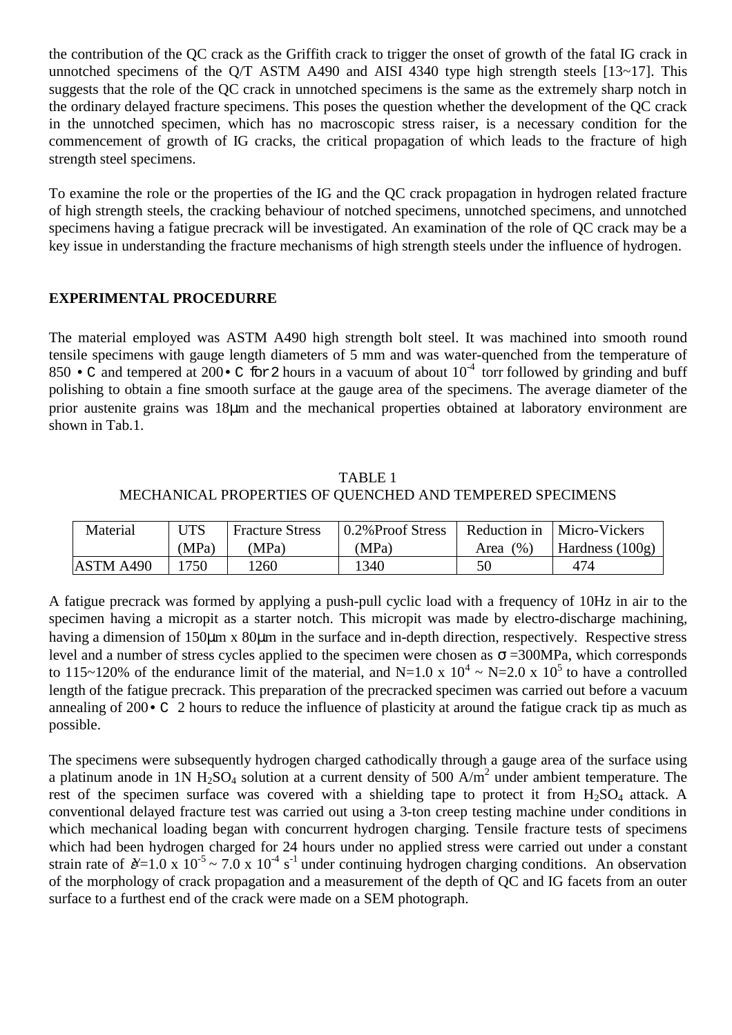the contribution of the QC crack as the Griffith crack to trigger the onset of growth of the fatal IG crack in unnotched specimens of the Q/T ASTM A490 and AISI 4340 type high strength steels [13~17]. This suggests that the role of the QC crack in unnotched specimens is the same as the extremely sharp notch in the ordinary delayed fracture specimens. This poses the question whether the development of the QC crack in the unnotched specimen, which has no macroscopic stress raiser, is a necessary condition for the commencement of growth of IG cracks, the critical propagation of which leads to the fracture of high strength steel specimens.

To examine the role or the properties of the IG and the QC crack propagation in hydrogen related fracture of high strength steels, the cracking behaviour of notched specimens, unnotched specimens, and unnotched specimens having a fatigue precrack will be investigated. An examination of the role of QC crack may be a key issue in understanding the fracture mechanisms of high strength steels under the influence of hydrogen.

## EXPERIMENTAL PROCEDURRE

The material employed was ASTM A490 high strength bolt steel. It was machined into smooth round tensile specimens with gauge length diameters of 5 mm and was water-quenched from the temperature of 850 °C and tempered at 200°C for 2 hours in a vacuum of about $10^{-4}$ torr followed by grinding and buff polishing to obtain a fine smooth surface at the gauge area of the specimens. The average diameter of the prior austenite grains was 18μm and the mechanical properties obtained at laboratory environment are shown in Tab.1.

TABLE 1
MECHANICAL PROPERTIES OF QUENCHED AND TEMPERED SPECIMENS

| Material | UTS (MPa) | Fracture Stress (MPa) | 0.2%Proof Stress (MPa) | Reduction in Area (%) | Micro-Vickers Hardness (100g) |
|---|---|---|---|---|---|
| ASTM A490 | 1750 | 1260 | 1340 | 50 | 474 |

A fatigue precrack was formed by applying a push-pull cyclic load with a frequency of 10Hz in air to the specimen having a micropit as a starter notch. This micropit was made by electro-discharge machining, having a dimension of 150μm x 80μm in the surface and in-depth direction, respectively. Respective stress level and a number of stress cycles applied to the specimen were chosen as $\sigma$ =300MPa, which corresponds to 115~120% of the endurance limit of the material, and N=1.0 x $10^4$ ~ N=2.0 x $10^5$ to have a controlled length of the fatigue precrack. This preparation of the precracked specimen was carried out before a vacuum annealing of 200°C 2 hours to reduce the influence of plasticity at around the fatigue crack tip as much as possible.

The specimens were subsequently hydrogen charged cathodically through a gauge area of the surface using a platinum anode in 1N $H_2SO_4$ solution at a current density of 500 A/$m^2$ under ambient temperature. The rest of the specimen surface was covered with a shielding tape to protect it from $H_2SO_4$ attack. A conventional delayed fracture test was carried out using a 3-ton creep testing machine under conditions in which mechanical loading began with concurrent hydrogen charging. Tensile fracture tests of specimens which had been hydrogen charged for 24 hours under no applied stress were carried out under a constant strain rate of $\dot{\varepsilon}$=1.0 x $10^{-5}$ ~ 7.0 x $10^{-4}$ $s^{-1}$ under continuing hydrogen charging conditions. An observation of the morphology of crack propagation and a measurement of the depth of QC and IG facets from an outer surface to a furthest end of the crack were made on a SEM photograph.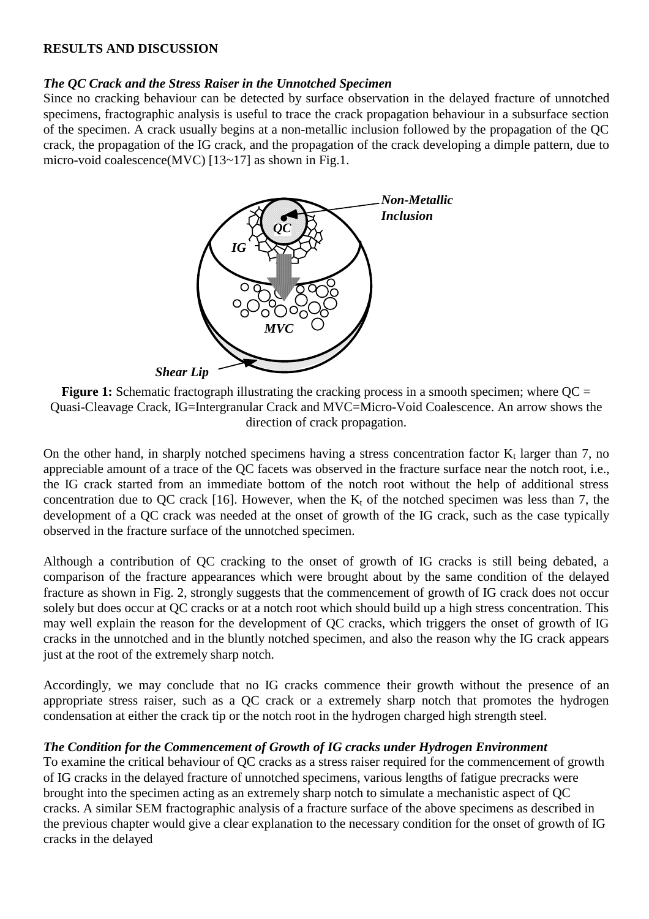## RESULTS AND DISCUSSION

### *The QC Crack and the Stress Raiser in the Unnotched Specimen*

Since no cracking behaviour can be detected by surface observation in the delayed fracture of unnotched specimens, fractographic analysis is useful to trace the crack propagation behaviour in a subsurface section of the specimen. A crack usually begins at a non-metallic inclusion followed by the propagation of the QC crack, the propagation of the IG crack, and the propagation of the crack developing a dimple pattern, due to micro-void coalescence(MVC) [13~17] as shown in Fig.1.

**Figure 1:** Schematic fractograph illustrating the cracking process in a smooth specimen; where QC = Quasi-Cleavage Crack, IG=Intergranular Crack and MVC=Micro-Void Coalescence. An arrow shows the direction of crack propagation.

On the other hand, in sharply notched specimens having a stress concentration factor $K_t$ larger than 7, no appreciable amount of a trace of the QC facets was observed in the fracture surface near the notch root, i.e., the IG crack started from an immediate bottom of the notch root without the help of additional stress concentration due to QC crack [16]. However, when the $K_t$ of the notched specimen was less than 7, the development of a QC crack was needed at the onset of growth of the IG crack, such as the case typically observed in the fracture surface of the unnotched specimen.

Although a contribution of QC cracking to the onset of growth of IG cracks is still being debated, a comparison of the fracture appearances which were brought about by the same condition of the delayed fracture as shown in Fig. 2, strongly suggests that the commencement of growth of IG crack does not occur solely but does occur at QC cracks or at a notch root which should build up a high stress concentration. This may well explain the reason for the development of QC cracks, which triggers the onset of growth of IG cracks in the unnotched and in the bluntly notched specimen, and also the reason why the IG crack appears just at the root of the extremely sharp notch.

Accordingly, we may conclude that no IG cracks commence their growth without the presence of an appropriate stress raiser, such as a QC crack or a extremely sharp notch that promotes the hydrogen condensation at either the crack tip or the notch root in the hydrogen charged high strength steel.

### *The Condition for the Commencement of Growth of IG cracks under Hydrogen Environment*

To examine the critical behaviour of QC cracks as a stress raiser required for the commencement of growth of IG cracks in the delayed fracture of unnotched specimens, various lengths of fatigue precracks were brought into the specimen acting as an extremely sharp notch to simulate a mechanistic aspect of QC cracks. A similar SEM fractographic analysis of a fracture surface of the above specimens as described in the previous chapter would give a clear explanation to the necessary condition for the onset of growth of IG cracks in the delayed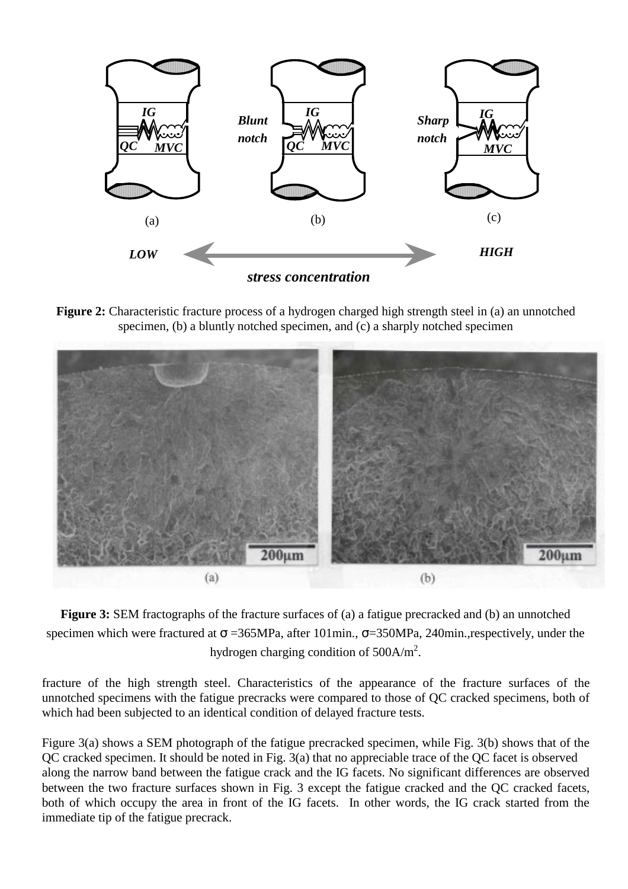**Figure 2:** Characteristic fracture process of a hydrogen charged high strength steel in (a) an unnotched specimen, (b) a bluntly notched specimen, and (c) a sharply notched specimen

**Figure 3:** SEM fractographs of the fracture surfaces of (a) a fatigue precracked and (b) an unnotched specimen which were fractured at $\sigma$ =365MPa, after 101min., $\sigma$=350MPa, 240min.,respectively, under the hydrogen charging condition of $500 A/m^2$.

fracture of the high strength steel. Characteristics of the appearance of the fracture surfaces of the unnotched specimens with the fatigue precracks were compared to those of QC cracked specimens, both of which had been subjected to an identical condition of delayed fracture tests.

Figure 3(a) shows a SEM photograph of the fatigue precracked specimen, while Fig. 3(b) shows that of the QC cracked specimen. It should be noted in Fig. 3(a) that no appreciable trace of the QC facet is observed along the narrow band between the fatigue crack and the IG facets. No significant differences are observed between the two fracture surfaces shown in Fig. 3 except the fatigue cracked and the QC cracked facets, both of which occupy the area in front of the IG facets. In other words, the IG crack started from the immediate tip of the fatigue precrack.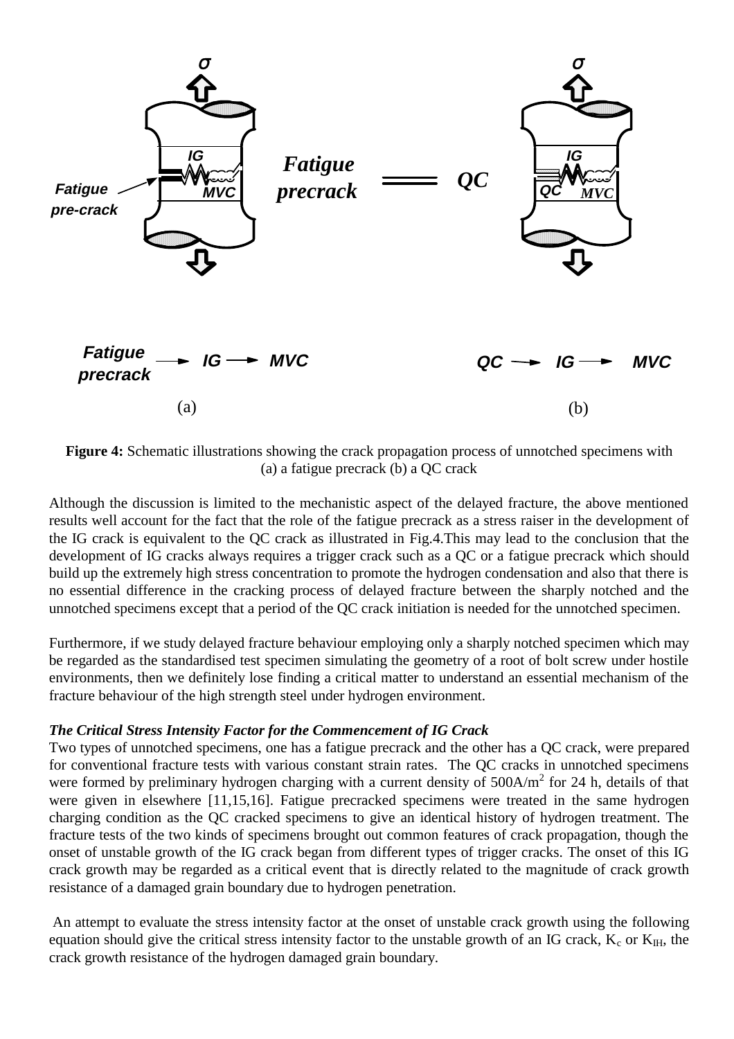**Figure 4:** Schematic illustrations showing the crack propagation process of unnotched specimens with (a) a fatigue precrack (b) a QC crack

Although the discussion is limited to the mechanistic aspect of the delayed fracture, the above mentioned results well account for the fact that the role of the fatigue precrack as a stress raiser in the development of the IG crack is equivalent to the QC crack as illustrated in Fig.4.This may lead to the conclusion that the development of IG cracks always requires a trigger crack such as a QC or a fatigue precrack which should build up the extremely high stress concentration to promote the hydrogen condensation and also that there is no essential difference in the cracking process of delayed fracture between the sharply notched and the unnotched specimens except that a period of the QC crack initiation is needed for the unnotched specimen.

Furthermore, if we study delayed fracture behaviour employing only a sharply notched specimen which may be regarded as the standardised test specimen simulating the geometry of a root of bolt screw under hostile environments, then we definitely lose finding a critical matter to understand an essential mechanism of the fracture behaviour of the high strength steel under hydrogen environment.

***The Critical Stress Intensity Factor for the Commencement of IG Crack***

Two types of unnotched specimens, one has a fatigue precrack and the other has a QC crack, were prepared for conventional fracture tests with various constant strain rates. The QC cracks in unnotched specimens were formed by preliminary hydrogen charging with a current density of $500A/m^2$ for 24 h, details of that were given in elsewhere [11,15,16]. Fatigue precracked specimens were treated in the same hydrogen charging condition as the QC cracked specimens to give an identical history of hydrogen treatment. The fracture tests of the two kinds of specimens brought out common features of crack propagation, though the onset of unstable growth of the IG crack began from different types of trigger cracks. The onset of this IG crack growth may be regarded as a critical event that is directly related to the magnitude of crack growth resistance of a damaged grain boundary due to hydrogen penetration.

An attempt to evaluate the stress intensity factor at the onset of unstable crack growth using the following equation should give the critical stress intensity factor to the unstable growth of an IG crack, $K_c$ or $K_{IH}$, the crack growth resistance of the hydrogen damaged grain boundary.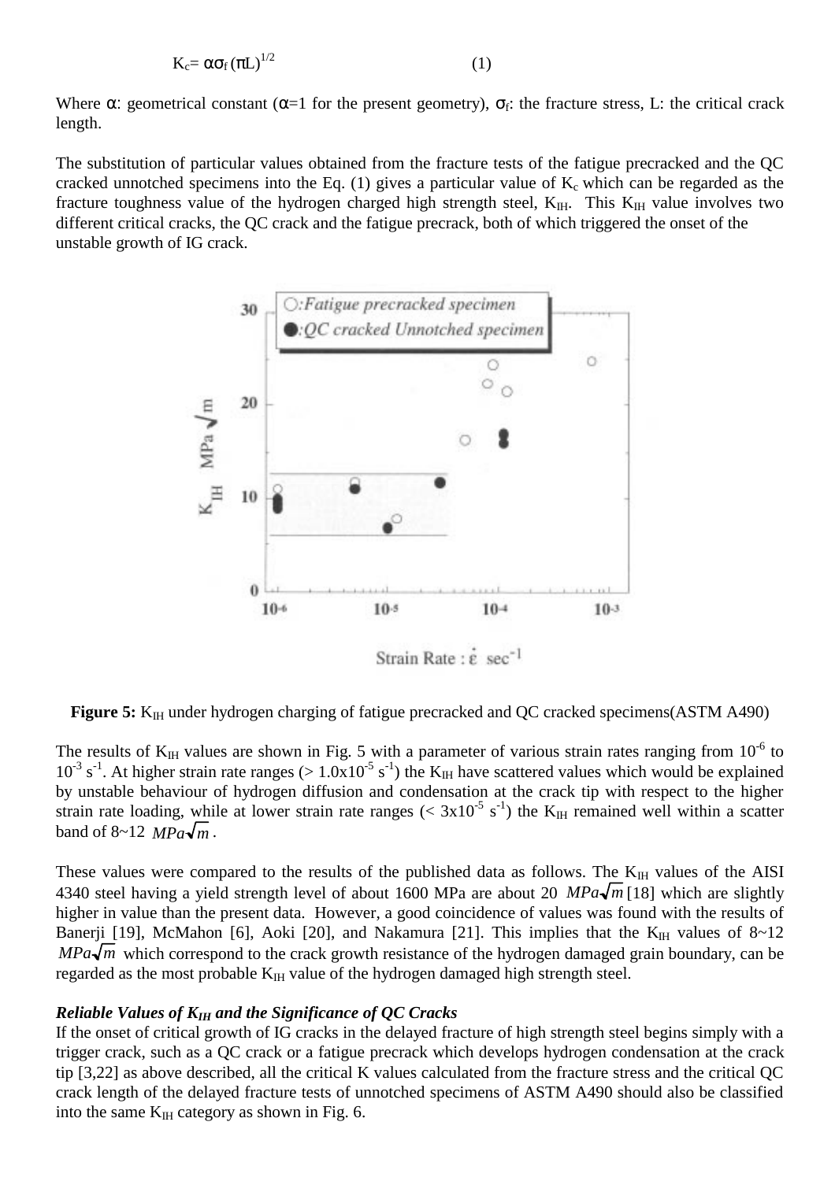$$K_c = \alpha \sigma_f (\pi L)^{1/2} \qquad (1)$$

Where $\alpha$: geometrical constant ($\alpha$=1 for the present geometry), $\sigma_f$: the fracture stress, L: the critical crack length.

The substitution of particular values obtained from the fracture tests of the fatigue precracked and the QC cracked unnotched specimens into the Eq. (1) gives a particular value of $K_c$ which can be regarded as the fracture toughness value of the hydrogen charged high strength steel, $K_{IH}$. This $K_{IH}$ value involves two different critical cracks, the QC crack and the fatigue precrack, both of which triggered the onset of the unstable growth of IG crack.

**Figure 5:** $K_{IH}$ under hydrogen charging of fatigue precracked and QC cracked specimens(ASTM A490)

The results of $K_{IH}$ values are shown in Fig. 5 with a parameter of various strain rates ranging from $10^{-6}$ to $10^{-3}$ $s^{-1}$. At higher strain rate ranges (> $1.0 \times 10^{-5}$ $s^{-1}$) the $K_{IH}$ have scattered values which would be explained by unstable behaviour of hydrogen diffusion and condensation at the crack tip with respect to the higher strain rate loading, while at lower strain rate ranges (< $3 \times 10^{-5}$ $s^{-1}$) the $K_{IH}$ remained well within a scatter band of 8~12 $MPa\sqrt{m}$.

These values were compared to the results of the published data as follows. The $K_{IH}$ values of the AISI 4340 steel having a yield strength level of about 1600 MPa are about 20 $MPa\sqrt{m}$ [18] which are slightly higher in value than the present data. However, a good coincidence of values was found with the results of Banerji [19], McMahon [6], Aoki [20], and Nakamura [21]. This implies that the $K_{IH}$ values of 8~12 $MPa\sqrt{m}$ which correspond to the crack growth resistance of the hydrogen damaged grain boundary, can be regarded as the most probable $K_{IH}$ value of the hydrogen damaged high strength steel.

### *Reliable Values of $K_{IH}$ and the Significance of QC Cracks*

If the onset of critical growth of IG cracks in the delayed fracture of high strength steel begins simply with a trigger crack, such as a QC crack or a fatigue precrack which develops hydrogen condensation at the crack tip [3,22] as above described, all the critical K values calculated from the fracture stress and the critical QC crack length of the delayed fracture tests of unnotched specimens of ASTM A490 should also be classified into the same $K_{IH}$ category as shown in Fig. 6.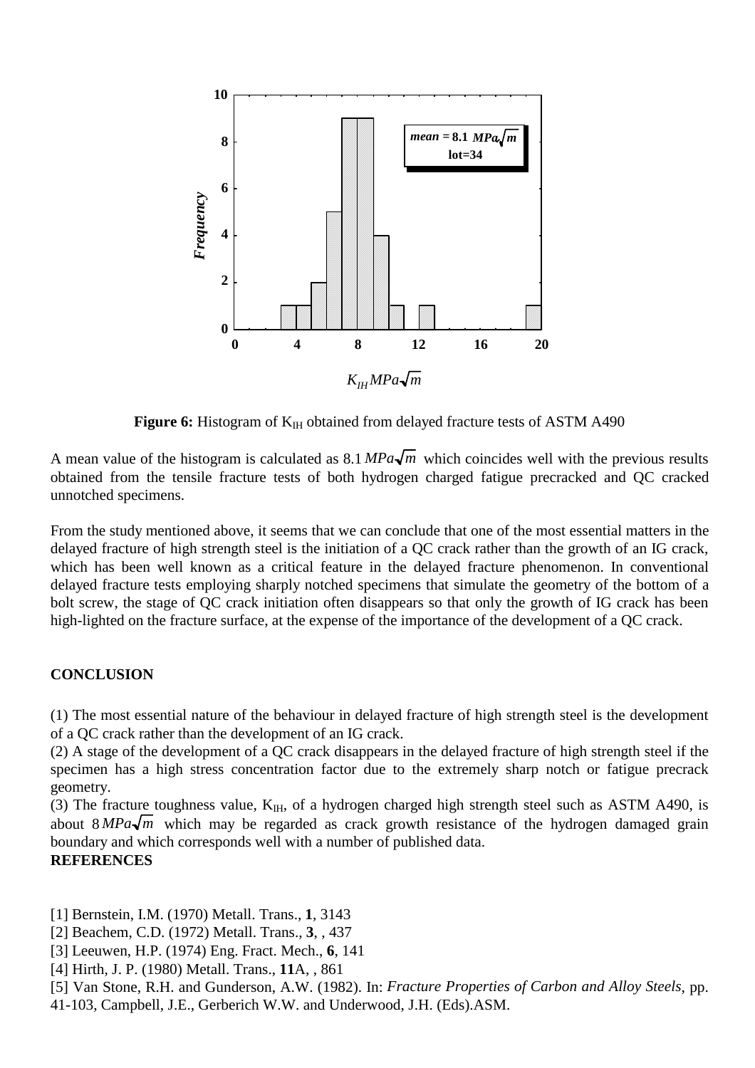**Figure 6:** Histogram of $K_{IH}$ obtained from delayed fracture tests of ASTM A490

A mean value of the histogram is calculated as 8.1 $MPa\sqrt{m}$ which coincides well with the previous results obtained from the tensile fracture tests of both hydrogen charged fatigue precracked and QC cracked unnotched specimens.

From the study mentioned above, it seems that we can conclude that one of the most essential matters in the delayed fracture of high strength steel is the initiation of a QC crack rather than the growth of an IG crack, which has been well known as a critical feature in the delayed fracture phenomenon. In conventional delayed fracture tests employing sharply notched specimens that simulate the geometry of the bottom of a bolt screw, the stage of QC crack initiation often disappears so that only the growth of IG crack has been high-lighted on the fracture surface, at the expense of the importance of the development of a QC crack.

## CONCLUSION

(1) The most essential nature of the behaviour in delayed fracture of high strength steel is the development of a QC crack rather than the development of an IG crack.
(2) A stage of the development of a QC crack disappears in the delayed fracture of high strength steel if the specimen has a high stress concentration factor due to the extremely sharp notch or fatigue precrack geometry.
(3) The fracture toughness value, $K_{IH}$, of a hydrogen charged high strength steel such as ASTM A490, is about 8 $MPa\sqrt{m}$ which may be regarded as crack growth resistance of the hydrogen damaged grain boundary and which corresponds well with a number of published data.

## REFERENCES

[1] Bernstein, I.M. (1970) Metall. Trans., **1**, 3143
[2] Beachem, C.D. (1972) Metall. Trans., **3**, , 437
[3] Leeuwen, H.P. (1974) Eng. Fract. Mech., **6**, 141
[4] Hirth, J. P. (1980) Metall. Trans., **11**A, , 861
[5] Van Stone, R.H. and Gunderson, A.W. (1982). In: *Fracture Properties of Carbon and Alloy Steels*, pp. 41-103, Campbell, J.E., Gerberich W.W. and Underwood, J.H. (Eds).ASM.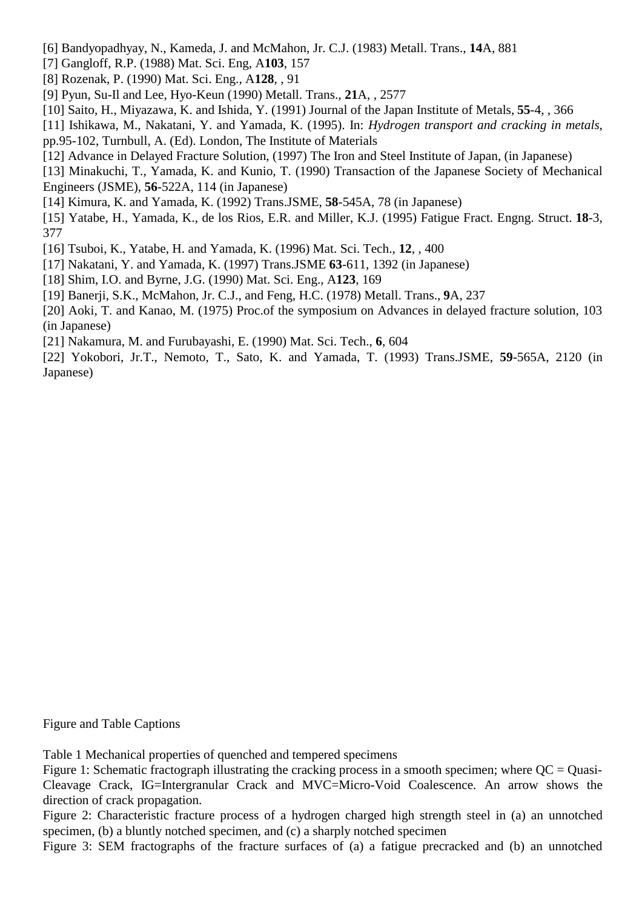[6] Bandyopadhyay, N., Kameda, J. and McMahon, Jr. C.J. (1983) Metall. Trans., **14**A, 881

[7] Gangloff, R.P. (1988) Mat. Sci. Eng, A**103**, 157

[8] Rozenak, P. (1990) Mat. Sci. Eng., A**128**, , 91

[9] Pyun, Su-Il and Lee, Hyo-Keun (1990) Metall. Trans., **21**A, , 2577

[10] Saito, H., Miyazawa, K. and Ishida, Y. (1991) Journal of the Japan Institute of Metals, **55**-4, , 366

[11] Ishikawa, M., Nakatani, Y. and Yamada, K. (1995). In: *Hydrogen transport and cracking in metals*, pp.95-102, Turnbull, A. (Ed). London, The Institute of Materials

[12] Advance in Delayed Fracture Solution, (1997) The Iron and Steel Institute of Japan, (in Japanese)

[13] Minakuchi, T., Yamada, K. and Kunio, T. (1990) Transaction of the Japanese Society of Mechanical Engineers (JSME), **56**-522A, 114 (in Japanese)

[14] Kimura, K. and Yamada, K. (1992) Trans.JSME, **58**-545A, 78 (in Japanese)

[15] Yatabe, H., Yamada, K., de los Rios, E.R. and Miller, K.J. (1995) Fatigue Fract. Engng. Struct. **18**-3, 377

[16] Tsuboi, K., Yatabe, H. and Yamada, K. (1996) Mat. Sci. Tech., **12**, , 400

[17] Nakatani, Y. and Yamada, K. (1997) Trans.JSME **63**-611, 1392 (in Japanese)

[18] Shim, I.O. and Byrne, J.G. (1990) Mat. Sci. Eng., A**123**, 169

[19] Banerji, S.K., McMahon, Jr. C.J., and Feng, H.C. (1978) Metall. Trans., **9**A, 237

[20] Aoki, T. and Kanao, M. (1975) Proc.of the symposium on Advances in delayed fracture solution, 103 (in Japanese)

[21] Nakamura, M. and Furubayashi, E. (1990) Mat. Sci. Tech., **6**, 604

[22] Yokobori, Jr.T., Nemoto, T., Sato, K. and Yamada, T. (1993) Trans.JSME, **59**-565A, 2120 (in Japanese)

Figure and Table Captions

Table 1 Mechanical properties of quenched and tempered specimens

Figure 1: Schematic fractograph illustrating the cracking process in a smooth specimen; where QC = Quasi-Cleavage Crack, IG=Intergranular Crack and MVC=Micro-Void Coalescence. An arrow shows the direction of crack propagation.

Figure 2: Characteristic fracture process of a hydrogen charged high strength steel in (a) an unnotched specimen, (b) a bluntly notched specimen, and (c) a sharply notched specimen

Figure 3: SEM fractographs of the fracture surfaces of (a) a fatigue precracked and (b) an unnotched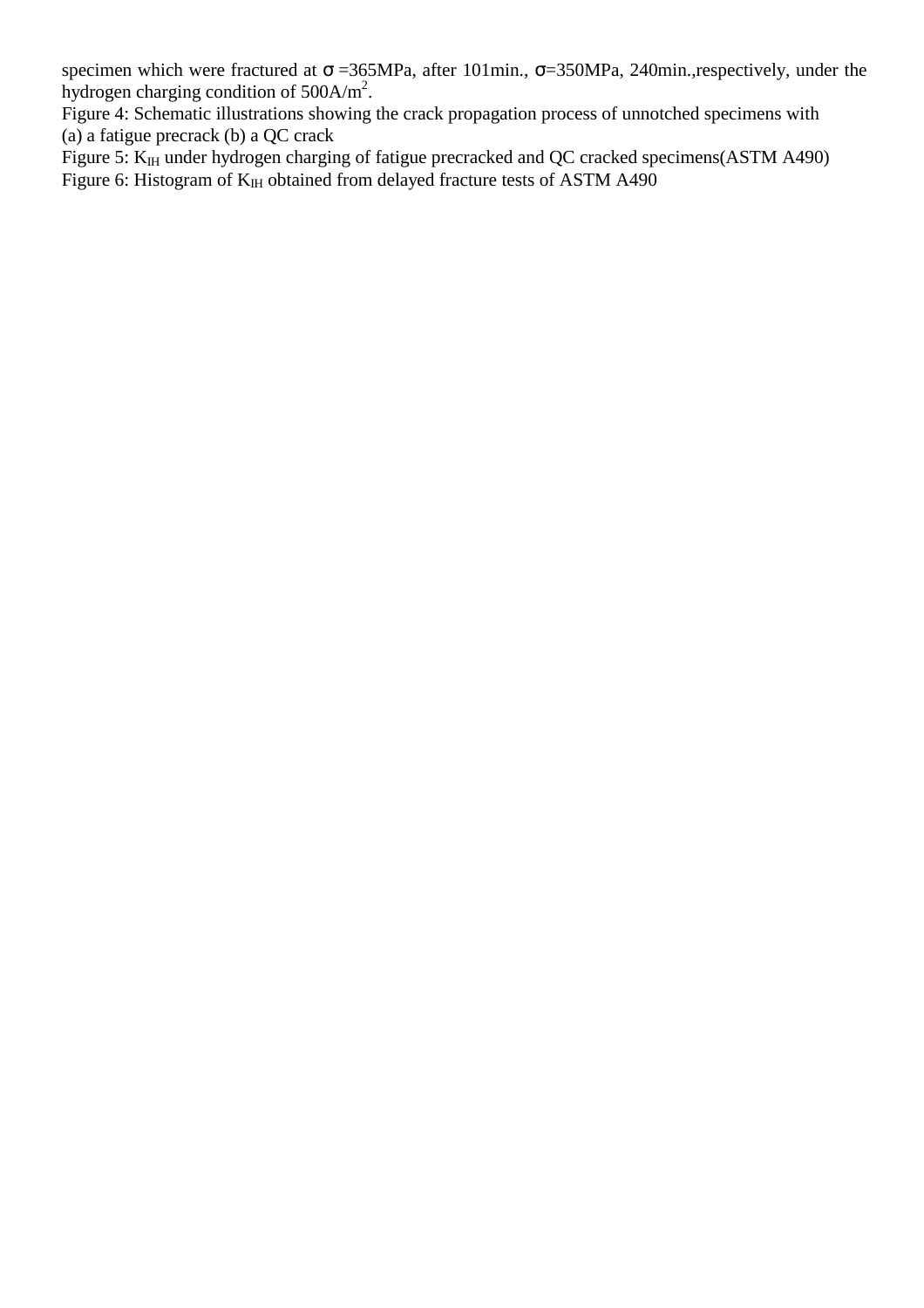specimen which were fractured at $\sigma$ =365MPa, after 101min., $\sigma$=350MPa, 240min.,respectively, under the hydrogen charging condition of 500A/$m^2$.

Figure 4: Schematic illustrations showing the crack propagation process of unnotched specimens with (a) a fatigue precrack (b) a QC crack

Figure 5: $K_{IH}$ under hydrogen charging of fatigue precracked and QC cracked specimens(ASTM A490)

Figure 6: Histogram of $K_{IH}$ obtained from delayed fracture tests of ASTM A490